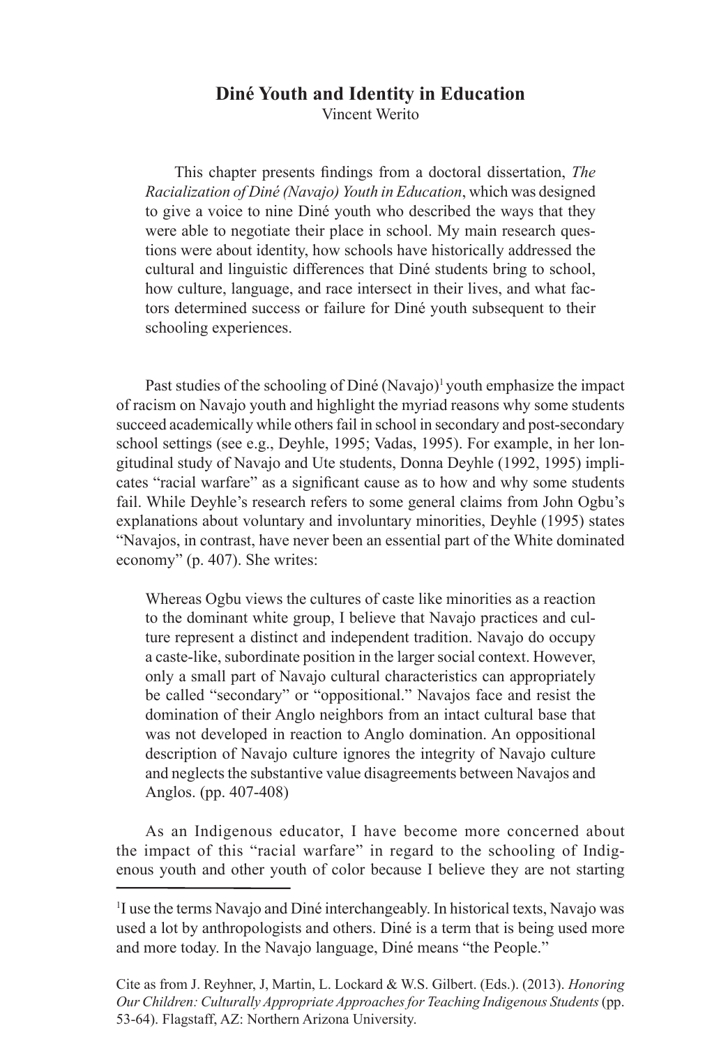# Diné Youth and Identity in Education

Vincent Werito

> This chapter presents findings from a doctoral dissertation, *The Racialization of Diné (Navajo) Youth in Education*, which was designed to give a voice to nine Diné youth who described the ways that they were able to negotiate their place in school. My main research questions were about identity, how schools have historically addressed the cultural and linguistic differences that Diné students bring to school, how culture, language, and race intersect in their lives, and what factors determined success or failure for Diné youth subsequent to their schooling experiences.

Past studies of the schooling of Diné (Navajo)[1] youth emphasize the impact of racism on Navajo youth and highlight the myriad reasons why some students succeed academically while others fail in school in secondary and post-secondary school settings (see e.g., Deyhle, 1995; Vadas, 1995). For example, in her longitudinal study of Navajo and Ute students, Donna Deyhle (1992, 1995) implicates "racial warfare" as a significant cause as to how and why some students fail. While Deyhle's research refers to some general claims from John Ogbu's explanations about voluntary and involuntary minorities, Deyhle (1995) states "Navajos, in contrast, have never been an essential part of the White dominated economy" (p. 407). She writes:

> Whereas Ogbu views the cultures of caste like minorities as a reaction to the dominant white group, I believe that Navajo practices and culture represent a distinct and independent tradition. Navajo do occupy a caste-like, subordinate position in the larger social context. However, only a small part of Navajo cultural characteristics can appropriately be called "secondary" or "oppositional." Navajos face and resist the domination of their Anglo neighbors from an intact cultural base that was not developed in reaction to Anglo domination. An oppositional description of Navajo culture ignores the integrity of Navajo culture and neglects the substantive value disagreements between Navajos and Anglos. (pp. 407-408)

As an Indigenous educator, I have become more concerned about the impact of this "racial warfare" in regard to the schooling of Indigenous youth and other youth of color because I believe they are not starting

---

[1] I use the terms Navajo and Diné interchangeably. In historical texts, Navajo was used a lot by anthropologists and others. Diné is a term that is being used more and more today. In the Navajo language, Diné means "the People."

Cite as from J. Reyhner, J, Martin, L. Lockard & W.S. Gilbert. (Eds.). (2013). *Honoring Our Children: Culturally Appropriate Approaches for Teaching Indigenous Students* (pp. 53-64). Flagstaff, AZ: Northern Arizona University.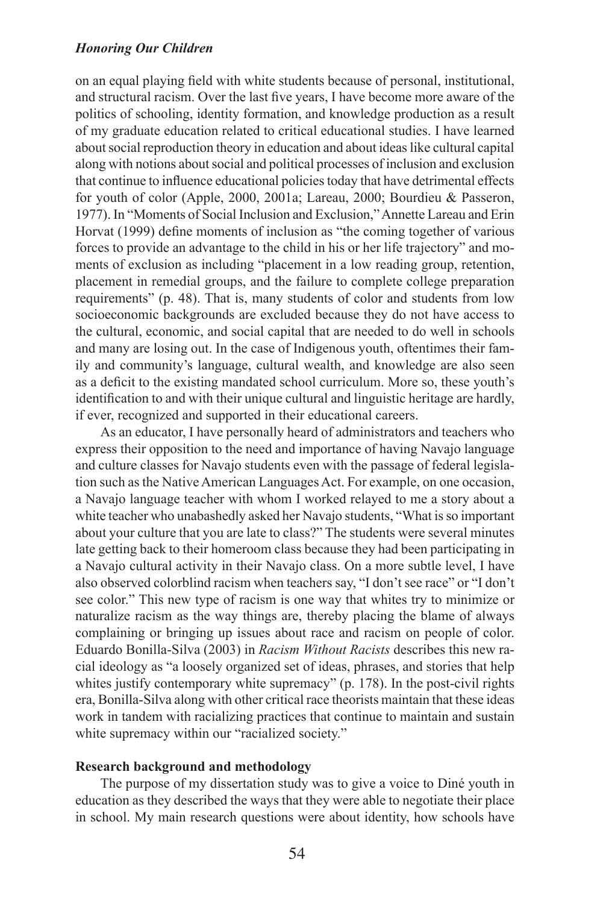on an equal playing field with white students because of personal, institutional, and structural racism. Over the last five years, I have become more aware of the politics of schooling, identity formation, and knowledge production as a result of my graduate education related to critical educational studies. I have learned about social reproduction theory in education and about ideas like cultural capital along with notions about social and political processes of inclusion and exclusion that continue to influence educational policies today that have detrimental effects for youth of color (Apple, 2000, 2001a; Lareau, 2000; Bourdieu & Passeron, 1977). In "Moments of Social Inclusion and Exclusion," Annette Lareau and Erin Horvat (1999) define moments of inclusion as "the coming together of various forces to provide an advantage to the child in his or her life trajectory" and moments of exclusion as including "placement in a low reading group, retention, placement in remedial groups, and the failure to complete college preparation requirements" (p. 48). That is, many students of color and students from low socioeconomic backgrounds are excluded because they do not have access to the cultural, economic, and social capital that are needed to do well in schools and many are losing out. In the case of Indigenous youth, oftentimes their family and community's language, cultural wealth, and knowledge are also seen as a deficit to the existing mandated school curriculum. More so, these youth's identification to and with their unique cultural and linguistic heritage are hardly, if ever, recognized and supported in their educational careers.

As an educator, I have personally heard of administrators and teachers who express their opposition to the need and importance of having Navajo language and culture classes for Navajo students even with the passage of federal legislation such as the Native American Languages Act. For example, on one occasion, a Navajo language teacher with whom I worked relayed to me a story about a white teacher who unabashedly asked her Navajo students, "What is so important about your culture that you are late to class?" The students were several minutes late getting back to their homeroom class because they had been participating in a Navajo cultural activity in their Navajo class. On a more subtle level, I have also observed colorblind racism when teachers say, "I don't see race" or "I don't see color." This new type of racism is one way that whites try to minimize or naturalize racism as the way things are, thereby placing the blame of always complaining or bringing up issues about race and racism on people of color. Eduardo Bonilla-Silva (2003) in *Racism Without Racists* describes this new racial ideology as "a loosely organized set of ideas, phrases, and stories that help whites justify contemporary white supremacy" (p. 178). In the post-civil rights era, Bonilla-Silva along with other critical race theorists maintain that these ideas work in tandem with racializing practices that continue to maintain and sustain white supremacy within our "racialized society."

**Research background and methodology**

The purpose of my dissertation study was to give a voice to Diné youth in education as they described the ways that they were able to negotiate their place in school. My main research questions were about identity, how schools have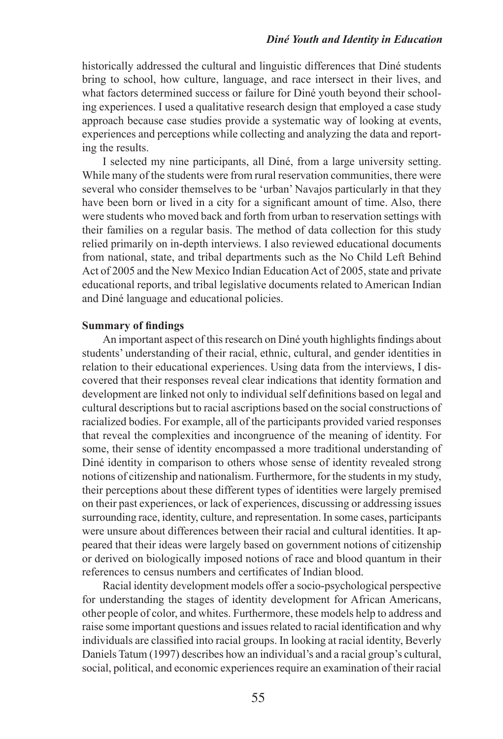historically addressed the cultural and linguistic differences that Diné students bring to school, how culture, language, and race intersect in their lives, and what factors determined success or failure for Diné youth beyond their schooling experiences. I used a qualitative research design that employed a case study approach because case studies provide a systematic way of looking at events, experiences and perceptions while collecting and analyzing the data and reporting the results.

I selected my nine participants, all Diné, from a large university setting. While many of the students were from rural reservation communities, there were several who consider themselves to be 'urban' Navajos particularly in that they have been born or lived in a city for a significant amount of time. Also, there were students who moved back and forth from urban to reservation settings with their families on a regular basis. The method of data collection for this study relied primarily on in-depth interviews. I also reviewed educational documents from national, state, and tribal departments such as the No Child Left Behind Act of 2005 and the New Mexico Indian Education Act of 2005, state and private educational reports, and tribal legislative documents related to American Indian and Diné language and educational policies.

**Summary of findings**

An important aspect of this research on Diné youth highlights findings about students' understanding of their racial, ethnic, cultural, and gender identities in relation to their educational experiences. Using data from the interviews, I discovered that their responses reveal clear indications that identity formation and development are linked not only to individual self definitions based on legal and cultural descriptions but to racial ascriptions based on the social constructions of racialized bodies. For example, all of the participants provided varied responses that reveal the complexities and incongruence of the meaning of identity. For some, their sense of identity encompassed a more traditional understanding of Diné identity in comparison to others whose sense of identity revealed strong notions of citizenship and nationalism. Furthermore, for the students in my study, their perceptions about these different types of identities were largely premised on their past experiences, or lack of experiences, discussing or addressing issues surrounding race, identity, culture, and representation. In some cases, participants were unsure about differences between their racial and cultural identities. It appeared that their ideas were largely based on government notions of citizenship or derived on biologically imposed notions of race and blood quantum in their references to census numbers and certificates of Indian blood.

Racial identity development models offer a socio-psychological perspective for understanding the stages of identity development for African Americans, other people of color, and whites. Furthermore, these models help to address and raise some important questions and issues related to racial identification and why individuals are classified into racial groups. In looking at racial identity, Beverly Daniels Tatum (1997) describes how an individual's and a racial group's cultural, social, political, and economic experiences require an examination of their racial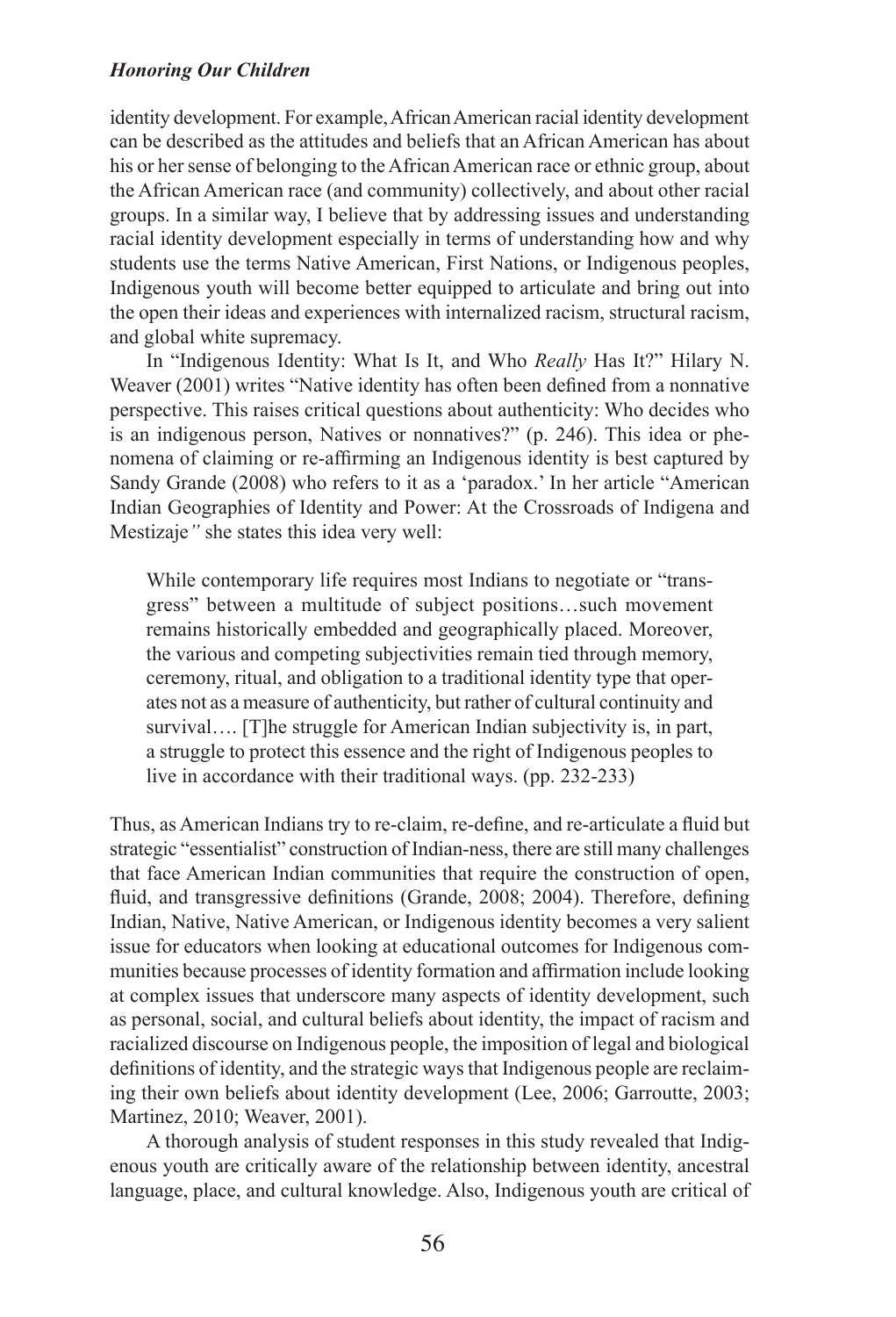identity development. For example, African American racial identity development can be described as the attitudes and beliefs that an African American has about his or her sense of belonging to the African American race or ethnic group, about the African American race (and community) collectively, and about other racial groups. In a similar way, I believe that by addressing issues and understanding racial identity development especially in terms of understanding how and why students use the terms Native American, First Nations, or Indigenous peoples, Indigenous youth will become better equipped to articulate and bring out into the open their ideas and experiences with internalized racism, structural racism, and global white supremacy.

In "Indigenous Identity: What Is It, and Who *Really* Has It?" Hilary N. Weaver (2001) writes "Native identity has often been defined from a nonnative perspective. This raises critical questions about authenticity: Who decides who is an indigenous person, Natives or nonnatives?" (p. 246). This idea or phenomena of claiming or re-affirming an Indigenous identity is best captured by Sandy Grande (2008) who refers to it as a 'paradox.' In her article "American Indian Geographies of Identity and Power: At the Crossroads of Indigena and Mestizaje*"* she states this idea very well:

> While contemporary life requires most Indians to negotiate or "transgress" between a multitude of subject positions…such movement remains historically embedded and geographically placed. Moreover, the various and competing subjectivities remain tied through memory, ceremony, ritual, and obligation to a traditional identity type that operates not as a measure of authenticity, but rather of cultural continuity and survival…. [T]he struggle for American Indian subjectivity is, in part, a struggle to protect this essence and the right of Indigenous peoples to live in accordance with their traditional ways. (pp. 232-233)

Thus, as American Indians try to re-claim, re-define, and re-articulate a fluid but strategic "essentialist" construction of Indian-ness, there are still many challenges that face American Indian communities that require the construction of open, fluid, and transgressive definitions (Grande, 2008; 2004). Therefore, defining Indian, Native, Native American, or Indigenous identity becomes a very salient issue for educators when looking at educational outcomes for Indigenous communities because processes of identity formation and affirmation include looking at complex issues that underscore many aspects of identity development, such as personal, social, and cultural beliefs about identity, the impact of racism and racialized discourse on Indigenous people, the imposition of legal and biological definitions of identity, and the strategic ways that Indigenous people are reclaiming their own beliefs about identity development (Lee, 2006; Garroutte, 2003; Martinez, 2010; Weaver, 2001).

A thorough analysis of student responses in this study revealed that Indigenous youth are critically aware of the relationship between identity, ancestral language, place, and cultural knowledge. Also, Indigenous youth are critical of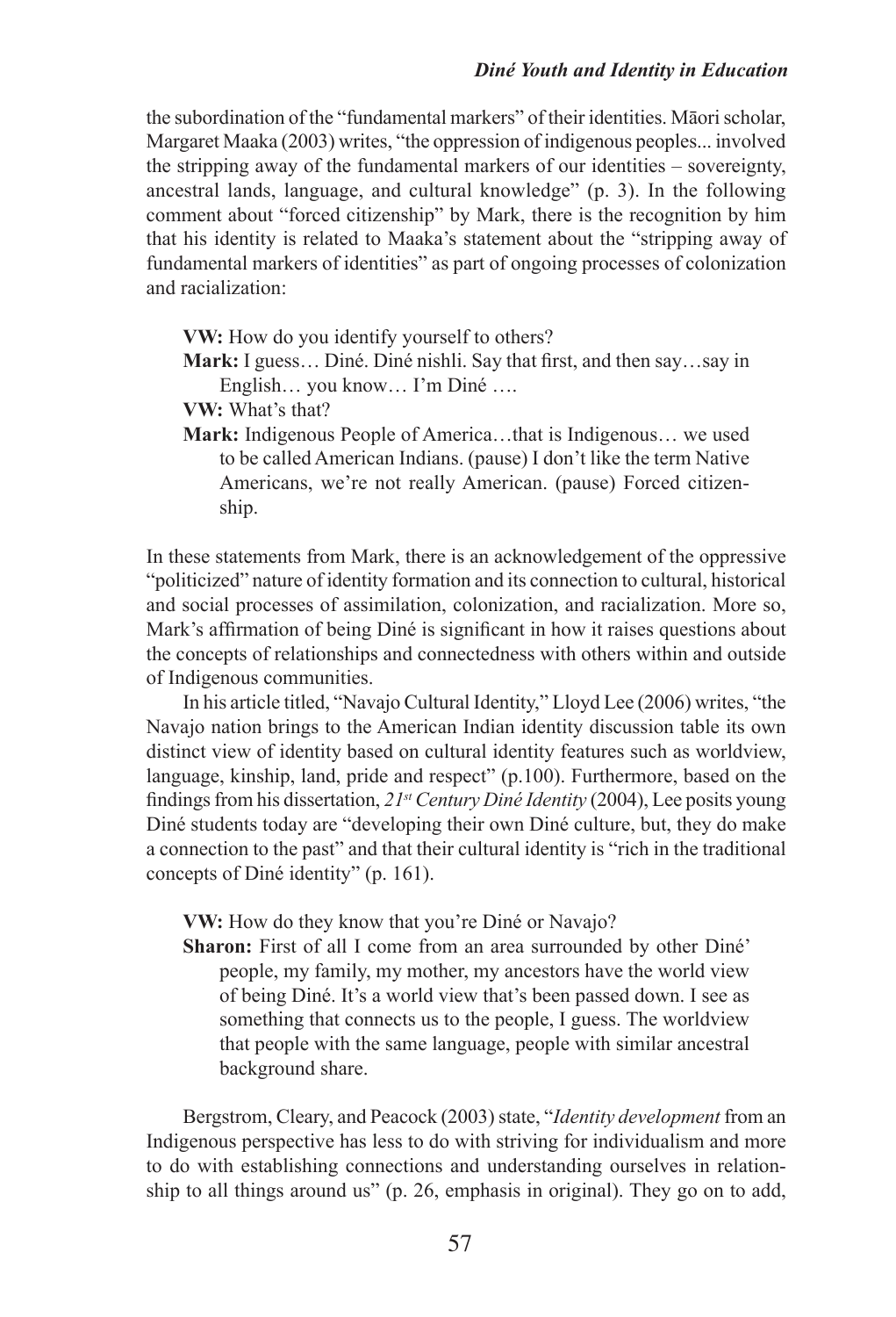the subordination of the "fundamental markers" of their identities. Māori scholar, Margaret Maaka (2003) writes, "the oppression of indigenous peoples... involved the stripping away of the fundamental markers of our identities – sovereignty, ancestral lands, language, and cultural knowledge" (p. 3). In the following comment about "forced citizenship" by Mark, there is the recognition by him that his identity is related to Maaka's statement about the "stripping away of fundamental markers of identities" as part of ongoing processes of colonization and racialization:

> **VW:** How do you identify yourself to others?
>
> **Mark:** I guess… Diné. Diné nishli. Say that first, and then say…say in English… you know… I'm Diné ….
>
> **VW:** What's that?
>
> **Mark:** Indigenous People of America…that is Indigenous… we used to be called American Indians. (pause) I don't like the term Native Americans, we're not really American. (pause) Forced citizenship.

In these statements from Mark, there is an acknowledgement of the oppressive "politicized" nature of identity formation and its connection to cultural, historical and social processes of assimilation, colonization, and racialization. More so, Mark's affirmation of being Diné is significant in how it raises questions about the concepts of relationships and connectedness with others within and outside of Indigenous communities.

In his article titled, "Navajo Cultural Identity," Lloyd Lee (2006) writes, "the Navajo nation brings to the American Indian identity discussion table its own distinct view of identity based on cultural identity features such as worldview, language, kinship, land, pride and respect" (p.100). Furthermore, based on the findings from his dissertation, *21st Century Diné Identity* (2004), Lee posits young Diné students today are "developing their own Diné culture, but, they do make a connection to the past" and that their cultural identity is "rich in the traditional concepts of Diné identity" (p. 161).

> **VW:** How do they know that you're Diné or Navajo?
>
> **Sharon:** First of all I come from an area surrounded by other Diné' people, my family, my mother, my ancestors have the world view of being Diné. It's a world view that's been passed down. I see as something that connects us to the people, I guess. The worldview that people with the same language, people with similar ancestral background share.

Bergstrom, Cleary, and Peacock (2003) state, "*Identity development* from an Indigenous perspective has less to do with striving for individualism and more to do with establishing connections and understanding ourselves in relationship to all things around us" (p. 26, emphasis in original). They go on to add,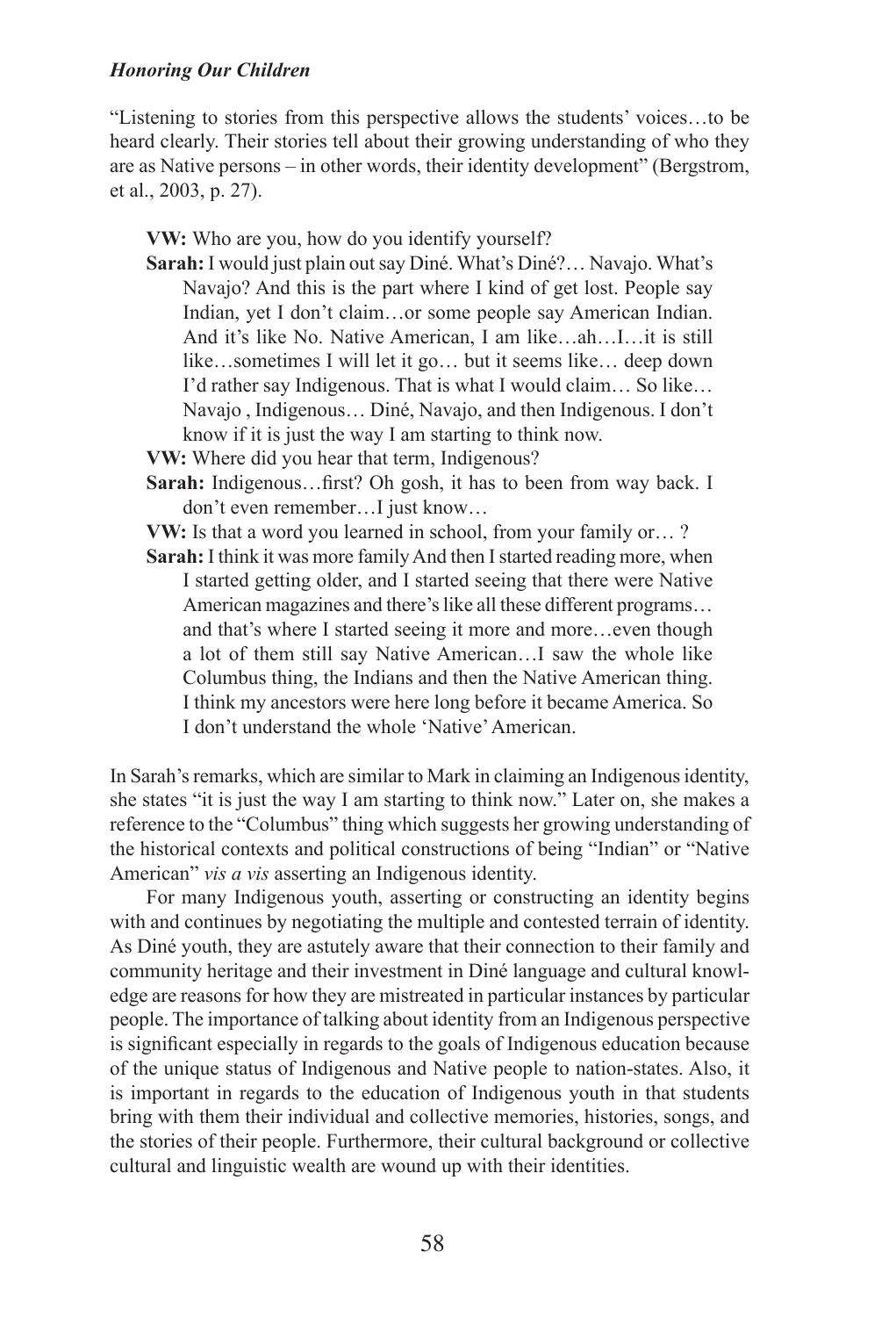"Listening to stories from this perspective allows the students' voices…to be heard clearly. Their stories tell about their growing understanding of who they are as Native persons – in other words, their identity development" (Bergstrom, et al., 2003, p. 27).

> **VW:** Who are you, how do you identify yourself?
>
> **Sarah:** I would just plain out say Diné. What's Diné?… Navajo. What's Navajo? And this is the part where I kind of get lost. People say Indian, yet I don't claim…or some people say American Indian. And it's like No. Native American, I am like…ah…I…it is still like…sometimes I will let it go… but it seems like… deep down I'd rather say Indigenous. That is what I would claim… So like… Navajo , Indigenous… Diné, Navajo, and then Indigenous. I don't know if it is just the way I am starting to think now.
>
> **VW:** Where did you hear that term, Indigenous?
>
> **Sarah:** Indigenous…first? Oh gosh, it has to been from way back. I don't even remember…I just know…
>
> **VW:** Is that a word you learned in school, from your family or… ?
>
> **Sarah:** I think it was more family And then I started reading more, when I started getting older, and I started seeing that there were Native American magazines and there's like all these different programs… and that's where I started seeing it more and more…even though a lot of them still say Native American…I saw the whole like Columbus thing, the Indians and then the Native American thing. I think my ancestors were here long before it became America. So I don't understand the whole 'Native' American.

In Sarah's remarks, which are similar to Mark in claiming an Indigenous identity, she states "it is just the way I am starting to think now." Later on, she makes a reference to the "Columbus" thing which suggests her growing understanding of the historical contexts and political constructions of being "Indian" or "Native American" *vis a vis* asserting an Indigenous identity.

For many Indigenous youth, asserting or constructing an identity begins with and continues by negotiating the multiple and contested terrain of identity. As Diné youth, they are astutely aware that their connection to their family and community heritage and their investment in Diné language and cultural knowledge are reasons for how they are mistreated in particular instances by particular people. The importance of talking about identity from an Indigenous perspective is significant especially in regards to the goals of Indigenous education because of the unique status of Indigenous and Native people to nation-states. Also, it is important in regards to the education of Indigenous youth in that students bring with them their individual and collective memories, histories, songs, and the stories of their people. Furthermore, their cultural background or collective cultural and linguistic wealth are wound up with their identities.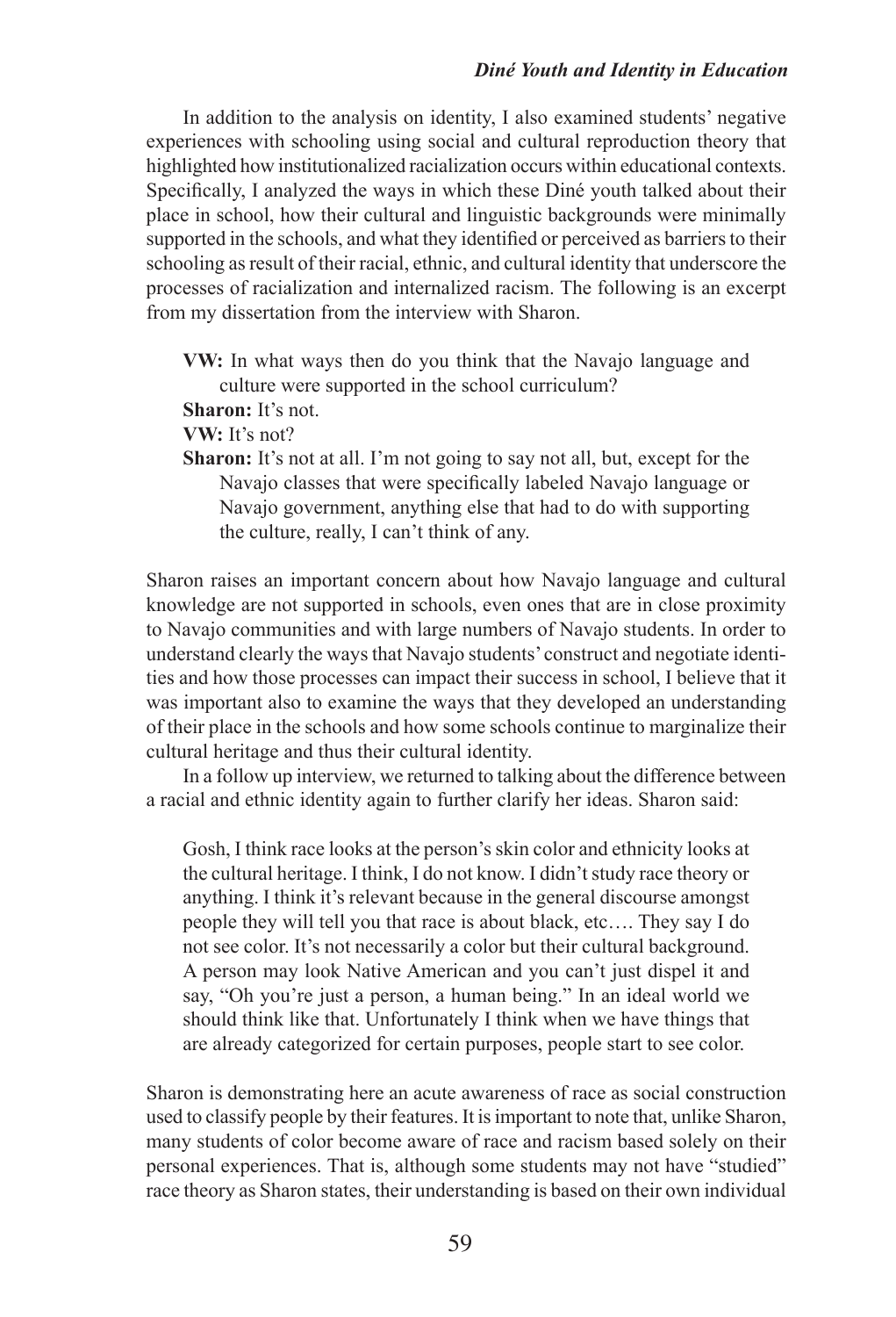In addition to the analysis on identity, I also examined students' negative experiences with schooling using social and cultural reproduction theory that highlighted how institutionalized racialization occurs within educational contexts. Specifically, I analyzed the ways in which these Diné youth talked about their place in school, how their cultural and linguistic backgrounds were minimally supported in the schools, and what they identified or perceived as barriers to their schooling as result of their racial, ethnic, and cultural identity that underscore the processes of racialization and internalized racism. The following is an excerpt from my dissertation from the interview with Sharon.

> **VW:** In what ways then do you think that the Navajo language and culture were supported in the school curriculum?
>
> **Sharon:** It's not.
>
> **VW:** It's not?
>
> **Sharon:** It's not at all. I'm not going to say not all, but, except for the Navajo classes that were specifically labeled Navajo language or Navajo government, anything else that had to do with supporting the culture, really, I can't think of any.

Sharon raises an important concern about how Navajo language and cultural knowledge are not supported in schools, even ones that are in close proximity to Navajo communities and with large numbers of Navajo students. In order to understand clearly the ways that Navajo students' construct and negotiate identities and how those processes can impact their success in school, I believe that it was important also to examine the ways that they developed an understanding of their place in the schools and how some schools continue to marginalize their cultural heritage and thus their cultural identity.

In a follow up interview, we returned to talking about the difference between a racial and ethnic identity again to further clarify her ideas. Sharon said:

> Gosh, I think race looks at the person's skin color and ethnicity looks at the cultural heritage. I think, I do not know. I didn't study race theory or anything. I think it's relevant because in the general discourse amongst people they will tell you that race is about black, etc…. They say I do not see color. It's not necessarily a color but their cultural background. A person may look Native American and you can't just dispel it and say, "Oh you're just a person, a human being." In an ideal world we should think like that. Unfortunately I think when we have things that are already categorized for certain purposes, people start to see color.

Sharon is demonstrating here an acute awareness of race as social construction used to classify people by their features. It is important to note that, unlike Sharon, many students of color become aware of race and racism based solely on their personal experiences. That is, although some students may not have "studied" race theory as Sharon states, their understanding is based on their own individual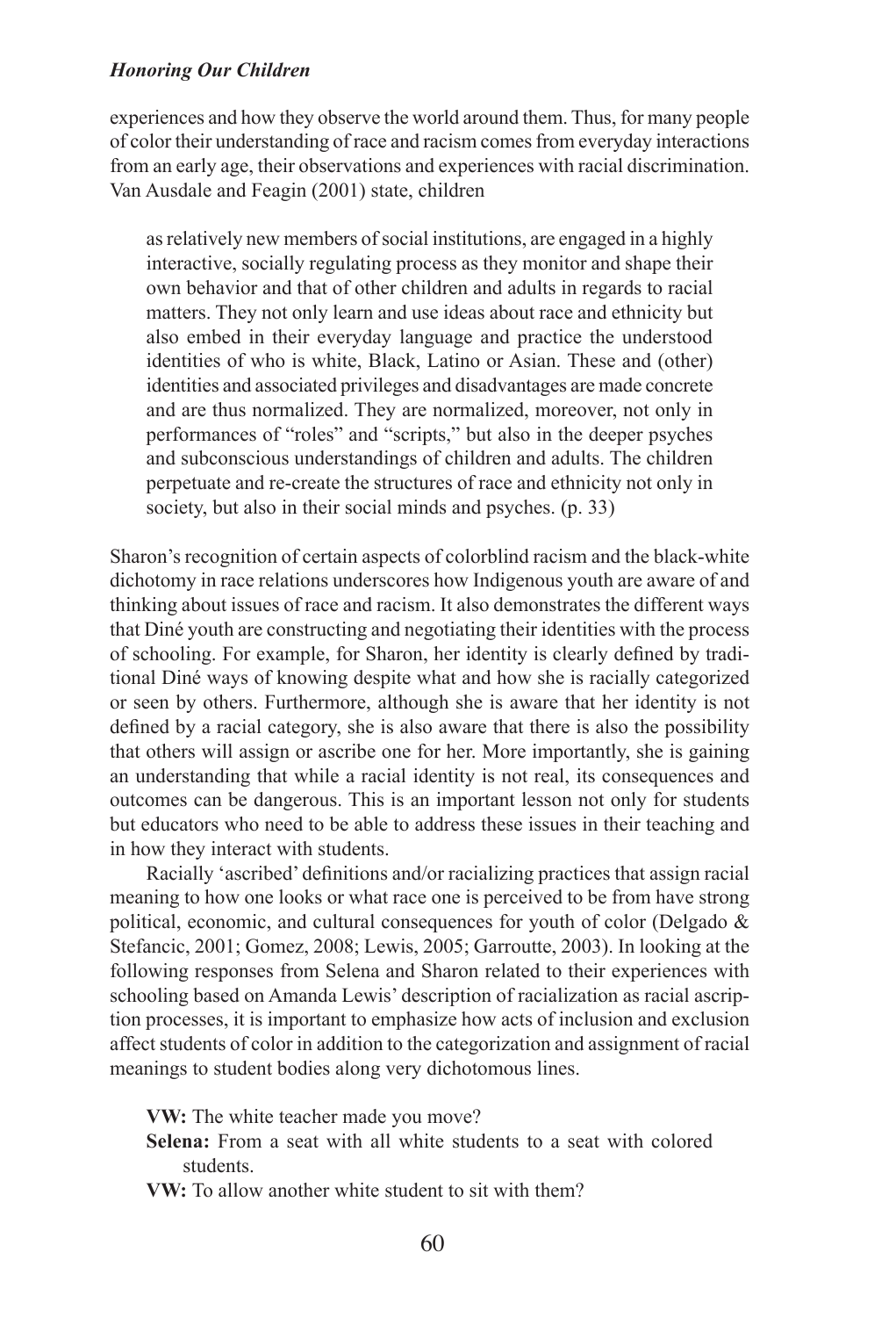experiences and how they observe the world around them. Thus, for many people of color their understanding of race and racism comes from everyday interactions from an early age, their observations and experiences with racial discrimination. Van Ausdale and Feagin (2001) state, children

> as relatively new members of social institutions, are engaged in a highly interactive, socially regulating process as they monitor and shape their own behavior and that of other children and adults in regards to racial matters. They not only learn and use ideas about race and ethnicity but also embed in their everyday language and practice the understood identities of who is white, Black, Latino or Asian. These and (other) identities and associated privileges and disadvantages are made concrete and are thus normalized. They are normalized, moreover, not only in performances of "roles" and "scripts," but also in the deeper psyches and subconscious understandings of children and adults. The children perpetuate and re-create the structures of race and ethnicity not only in society, but also in their social minds and psyches. (p. 33)

Sharon's recognition of certain aspects of colorblind racism and the black-white dichotomy in race relations underscores how Indigenous youth are aware of and thinking about issues of race and racism. It also demonstrates the different ways that Diné youth are constructing and negotiating their identities with the process of schooling. For example, for Sharon, her identity is clearly defined by traditional Diné ways of knowing despite what and how she is racially categorized or seen by others. Furthermore, although she is aware that her identity is not defined by a racial category, she is also aware that there is also the possibility that others will assign or ascribe one for her. More importantly, she is gaining an understanding that while a racial identity is not real, its consequences and outcomes can be dangerous. This is an important lesson not only for students but educators who need to be able to address these issues in their teaching and in how they interact with students.

Racially 'ascribed' definitions and/or racializing practices that assign racial meaning to how one looks or what race one is perceived to be from have strong political, economic, and cultural consequences for youth of color (Delgado & Stefancic, 2001; Gomez, 2008; Lewis, 2005; Garroutte, 2003). In looking at the following responses from Selena and Sharon related to their experiences with schooling based on Amanda Lewis' description of racialization as racial ascription processes, it is important to emphasize how acts of inclusion and exclusion affect students of color in addition to the categorization and assignment of racial meanings to student bodies along very dichotomous lines.

**VW:** The white teacher made you move?

**Selena:** From a seat with all white students to a seat with colored students.

**VW:** To allow another white student to sit with them?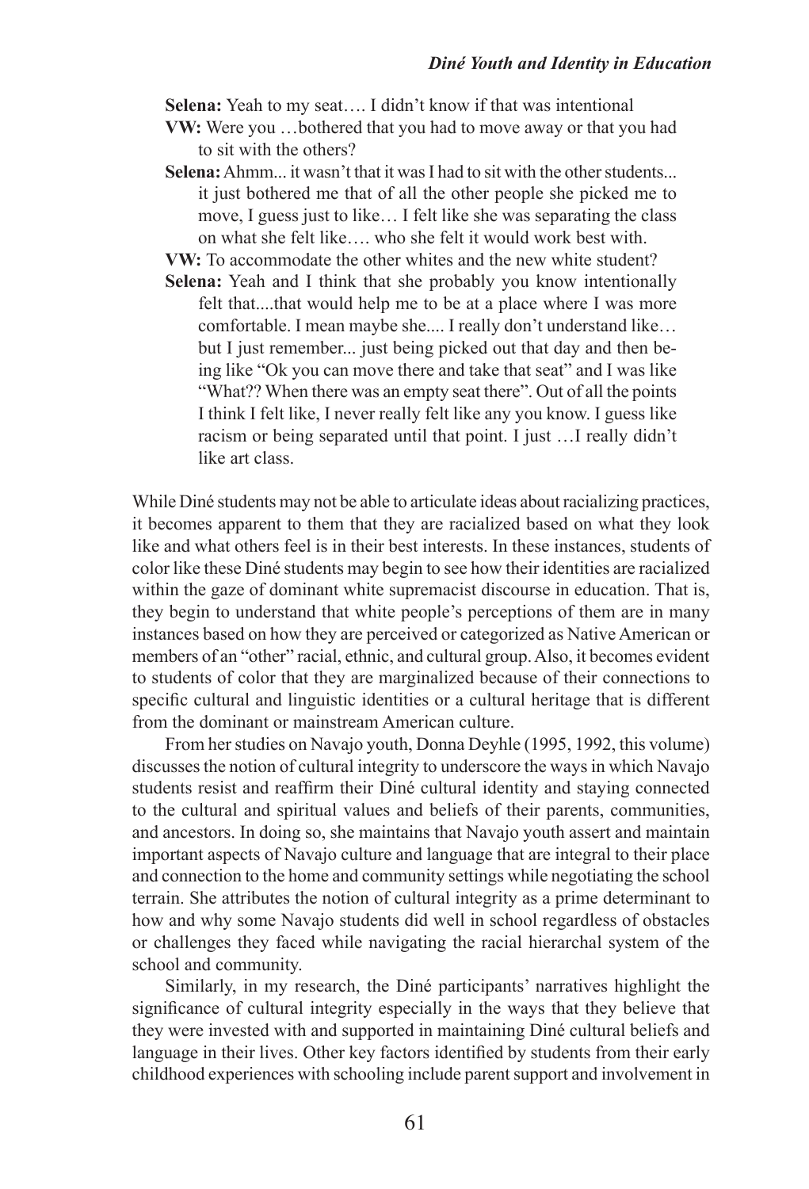**Selena:** Yeah to my seat…. I didn't know if that was intentional

**VW:** Were you …bothered that you had to move away or that you had to sit with the others?

**Selena:** Ahmm... it wasn't that it was I had to sit with the other students... it just bothered me that of all the other people she picked me to move, I guess just to like… I felt like she was separating the class on what she felt like…. who she felt it would work best with.

**VW:** To accommodate the other whites and the new white student?

**Selena:** Yeah and I think that she probably you know intentionally felt that....that would help me to be at a place where I was more comfortable. I mean maybe she.... I really don't understand like… but I just remember... just being picked out that day and then being like "Ok you can move there and take that seat" and I was like "What?? When there was an empty seat there". Out of all the points I think I felt like, I never really felt like any you know. I guess like racism or being separated until that point. I just …I really didn't like art class.

While Diné students may not be able to articulate ideas about racializing practices, it becomes apparent to them that they are racialized based on what they look like and what others feel is in their best interests. In these instances, students of color like these Diné students may begin to see how their identities are racialized within the gaze of dominant white supremacist discourse in education. That is, they begin to understand that white people's perceptions of them are in many instances based on how they are perceived or categorized as Native American or members of an "other" racial, ethnic, and cultural group. Also, it becomes evident to students of color that they are marginalized because of their connections to specific cultural and linguistic identities or a cultural heritage that is different from the dominant or mainstream American culture.

From her studies on Navajo youth, Donna Deyhle (1995, 1992, this volume) discusses the notion of cultural integrity to underscore the ways in which Navajo students resist and reaffirm their Diné cultural identity and staying connected to the cultural and spiritual values and beliefs of their parents, communities, and ancestors. In doing so, she maintains that Navajo youth assert and maintain important aspects of Navajo culture and language that are integral to their place and connection to the home and community settings while negotiating the school terrain. She attributes the notion of cultural integrity as a prime determinant to how and why some Navajo students did well in school regardless of obstacles or challenges they faced while navigating the racial hierarchal system of the school and community.

Similarly, in my research, the Diné participants' narratives highlight the significance of cultural integrity especially in the ways that they believe that they were invested with and supported in maintaining Diné cultural beliefs and language in their lives. Other key factors identified by students from their early childhood experiences with schooling include parent support and involvement in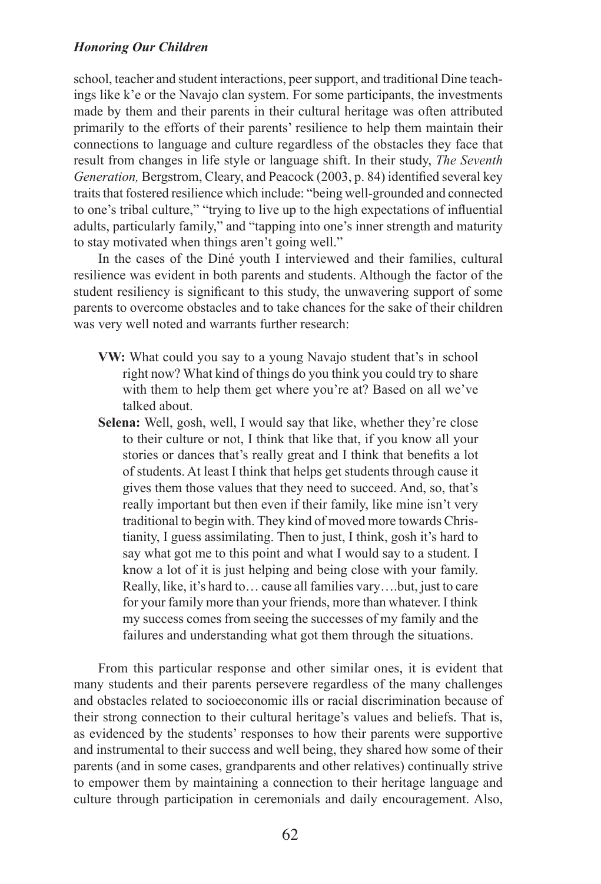school, teacher and student interactions, peer support, and traditional Dine teachings like k'e or the Navajo clan system. For some participants, the investments made by them and their parents in their cultural heritage was often attributed primarily to the efforts of their parents' resilience to help them maintain their connections to language and culture regardless of the obstacles they face that result from changes in life style or language shift. In their study, *The Seventh Generation,* Bergstrom, Cleary, and Peacock (2003, p. 84) identified several key traits that fostered resilience which include: "being well-grounded and connected to one's tribal culture," "trying to live up to the high expectations of influential adults, particularly family," and "tapping into one's inner strength and maturity to stay motivated when things aren't going well."

In the cases of the Diné youth I interviewed and their families, cultural resilience was evident in both parents and students. Although the factor of the student resiliency is significant to this study, the unwavering support of some parents to overcome obstacles and to take chances for the sake of their children was very well noted and warrants further research:

> **VW:** What could you say to a young Navajo student that's in school right now? What kind of things do you think you could try to share with them to help them get where you're at? Based on all we've talked about.
>
> **Selena:** Well, gosh, well, I would say that like, whether they're close to their culture or not, I think that like that, if you know all your stories or dances that's really great and I think that benefits a lot of students. At least I think that helps get students through cause it gives them those values that they need to succeed. And, so, that's really important but then even if their family, like mine isn't very traditional to begin with. They kind of moved more towards Christianity, I guess assimilating. Then to just, I think, gosh it's hard to say what got me to this point and what I would say to a student. I know a lot of it is just helping and being close with your family. Really, like, it's hard to… cause all families vary….but, just to care for your family more than your friends, more than whatever. I think my success comes from seeing the successes of my family and the failures and understanding what got them through the situations.

From this particular response and other similar ones, it is evident that many students and their parents persevere regardless of the many challenges and obstacles related to socioeconomic ills or racial discrimination because of their strong connection to their cultural heritage's values and beliefs. That is, as evidenced by the students' responses to how their parents were supportive and instrumental to their success and well being, they shared how some of their parents (and in some cases, grandparents and other relatives) continually strive to empower them by maintaining a connection to their heritage language and culture through participation in ceremonials and daily encouragement. Also,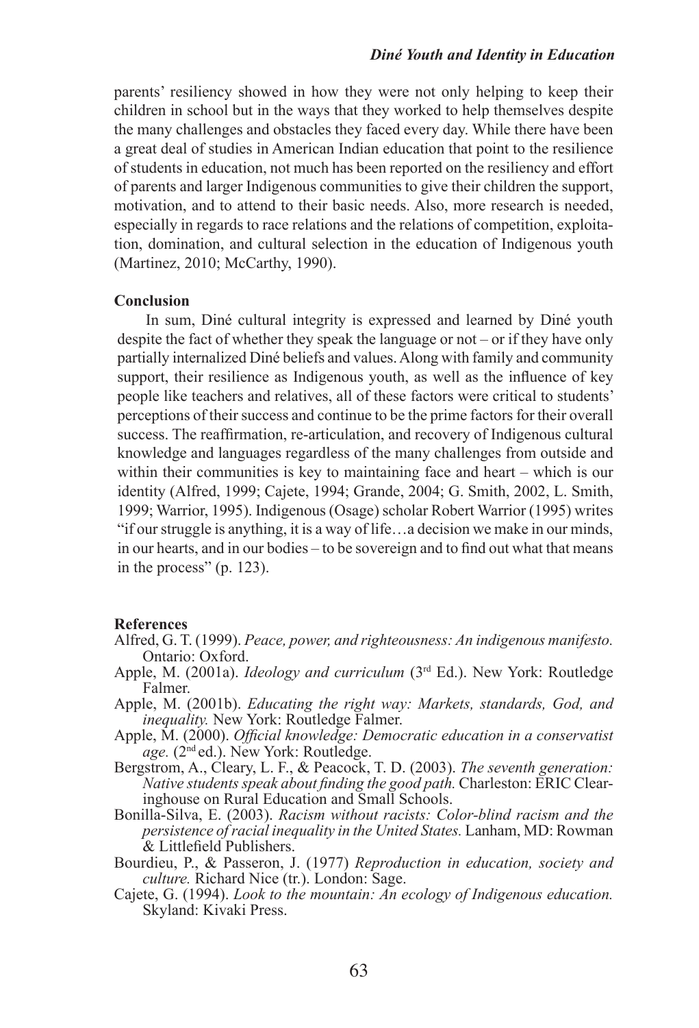parents' resiliency showed in how they were not only helping to keep their children in school but in the ways that they worked to help themselves despite the many challenges and obstacles they faced every day. While there have been a great deal of studies in American Indian education that point to the resilience of students in education, not much has been reported on the resiliency and effort of parents and larger Indigenous communities to give their children the support, motivation, and to attend to their basic needs. Also, more research is needed, especially in regards to race relations and the relations of competition, exploitation, domination, and cultural selection in the education of Indigenous youth (Martinez, 2010; McCarthy, 1990).

## Conclusion

In sum, Diné cultural integrity is expressed and learned by Diné youth despite the fact of whether they speak the language or not – or if they have only partially internalized Diné beliefs and values. Along with family and community support, their resilience as Indigenous youth, as well as the influence of key people like teachers and relatives, all of these factors were critical to students' perceptions of their success and continue to be the prime factors for their overall success. The reaffirmation, re-articulation, and recovery of Indigenous cultural knowledge and languages regardless of the many challenges from outside and within their communities is key to maintaining face and heart – which is our identity (Alfred, 1999; Cajete, 1994; Grande, 2004; G. Smith, 2002, L. Smith, 1999; Warrior, 1995). Indigenous (Osage) scholar Robert Warrior (1995) writes "if our struggle is anything, it is a way of life…a decision we make in our minds, in our hearts, and in our bodies – to be sovereign and to find out what that means in the process" (p. 123).

## References

Alfred, G. T. (1999). *Peace, power, and righteousness: An indigenous manifesto.* Ontario: Oxford.

Apple, M. (2001a). *Ideology and curriculum* (3rd Ed.). New York: Routledge Falmer.

Apple, M. (2001b). *Educating the right way: Markets, standards, God, and inequality.* New York: Routledge Falmer.

Apple, M. (2000). *Official knowledge: Democratic education in a conservatist age.* (2nd ed.). New York: Routledge.

Bergstrom, A., Cleary, L. F., & Peacock, T. D. (2003). *The seventh generation: Native students speak about finding the good path.* Charleston: ERIC Clearinghouse on Rural Education and Small Schools.

Bonilla-Silva, E. (2003). *Racism without racists: Color-blind racism and the persistence of racial inequality in the United States.* Lanham, MD: Rowman & Littlefield Publishers.

Bourdieu, P., & Passeron, J. (1977) *Reproduction in education, society and culture.* Richard Nice (tr.). London: Sage.

Cajete, G. (1994). *Look to the mountain: An ecology of Indigenous education.* Skyland: Kivaki Press.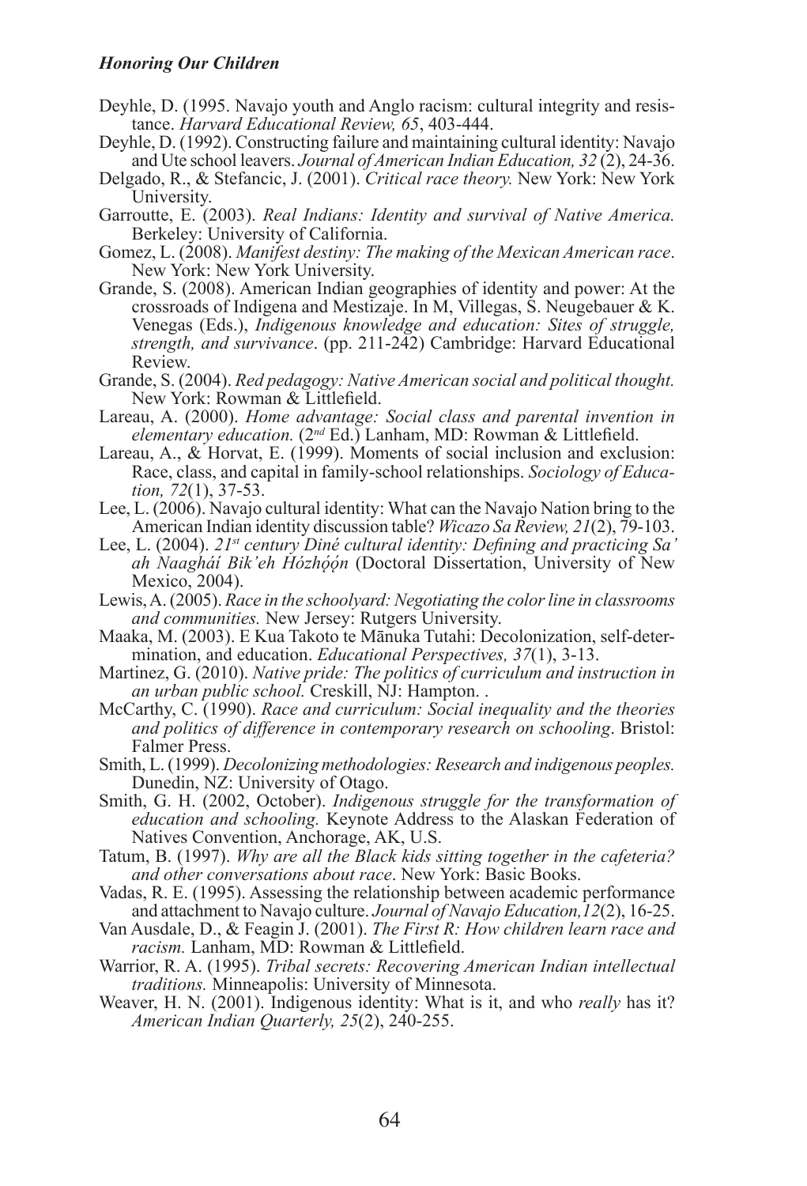Deyhle, D. (1995. Navajo youth and Anglo racism: cultural integrity and resistance. *Harvard Educational Review, 65*, 403-444.

Deyhle, D. (1992). Constructing failure and maintaining cultural identity: Navajo and Ute school leavers. *Journal of American Indian Education, 32* (2), 24-36.

Delgado, R., & Stefancic, J. (2001). *Critical race theory.* New York: New York University.

Garroutte, E. (2003). *Real Indians: Identity and survival of Native America.* Berkeley: University of California.

Gomez, L. (2008). *Manifest destiny: The making of the Mexican American race*. New York: New York University.

Grande, S. (2008). American Indian geographies of identity and power: At the crossroads of Indigena and Mestizaje. In M, Villegas, S. Neugebauer & K. Venegas (Eds.), *Indigenous knowledge and education: Sites of struggle, strength, and survivance*. (pp. 211-242) Cambridge: Harvard Educational Review.

Grande, S. (2004). *Red pedagogy: Native American social and political thought.* New York: Rowman & Littlefield.

Lareau, A. (2000). *Home advantage: Social class and parental invention in elementary education.* (2nd Ed.) Lanham, MD: Rowman & Littlefield.

Lareau, A., & Horvat, E. (1999). Moments of social inclusion and exclusion: Race, class, and capital in family-school relationships. *Sociology of Education, 72*(1), 37-53.

Lee, L. (2006). Navajo cultural identity: What can the Navajo Nation bring to the American Indian identity discussion table? *Wicazo Sa Review, 21*(2), 79-103.

Lee, L. (2004). *21st century Diné cultural identity: Defining and practicing Sa' ah Naagháí Bik'eh Hózhǫ́ǫ́n* (Doctoral Dissertation, University of New Mexico, 2004).

Lewis, A. (2005). *Race in the schoolyard: Negotiating the color line in classrooms and communities.* New Jersey: Rutgers University.

Maaka, M. (2003). E Kua Takoto te Mānuka Tutahi: Decolonization, self-determination, and education. *Educational Perspectives, 37*(1), 3-13.

Martinez, G. (2010). *Native pride: The politics of curriculum and instruction in an urban public school.* Creskill, NJ: Hampton. .

McCarthy, C. (1990). *Race and curriculum: Social inequality and the theories and politics of difference in contemporary research on schooling*. Bristol: Falmer Press.

Smith, L. (1999). *Decolonizing methodologies: Research and indigenous peoples.* Dunedin, NZ: University of Otago.

Smith, G. H. (2002, October). *Indigenous struggle for the transformation of education and schooling.* Keynote Address to the Alaskan Federation of Natives Convention, Anchorage, AK, U.S.

Tatum, B. (1997). *Why are all the Black kids sitting together in the cafeteria? and other conversations about race*. New York: Basic Books.

Vadas, R. E. (1995). Assessing the relationship between academic performance and attachment to Navajo culture. *Journal of Navajo Education,12*(2), 16-25.

Van Ausdale, D., & Feagin J. (2001). *The First R: How children learn race and racism.* Lanham, MD: Rowman & Littlefield.

Warrior, R. A. (1995). *Tribal secrets: Recovering American Indian intellectual traditions.* Minneapolis: University of Minnesota.

Weaver, H. N. (2001). Indigenous identity: What is it, and who *really* has it? *American Indian Quarterly, 25*(2), 240-255.